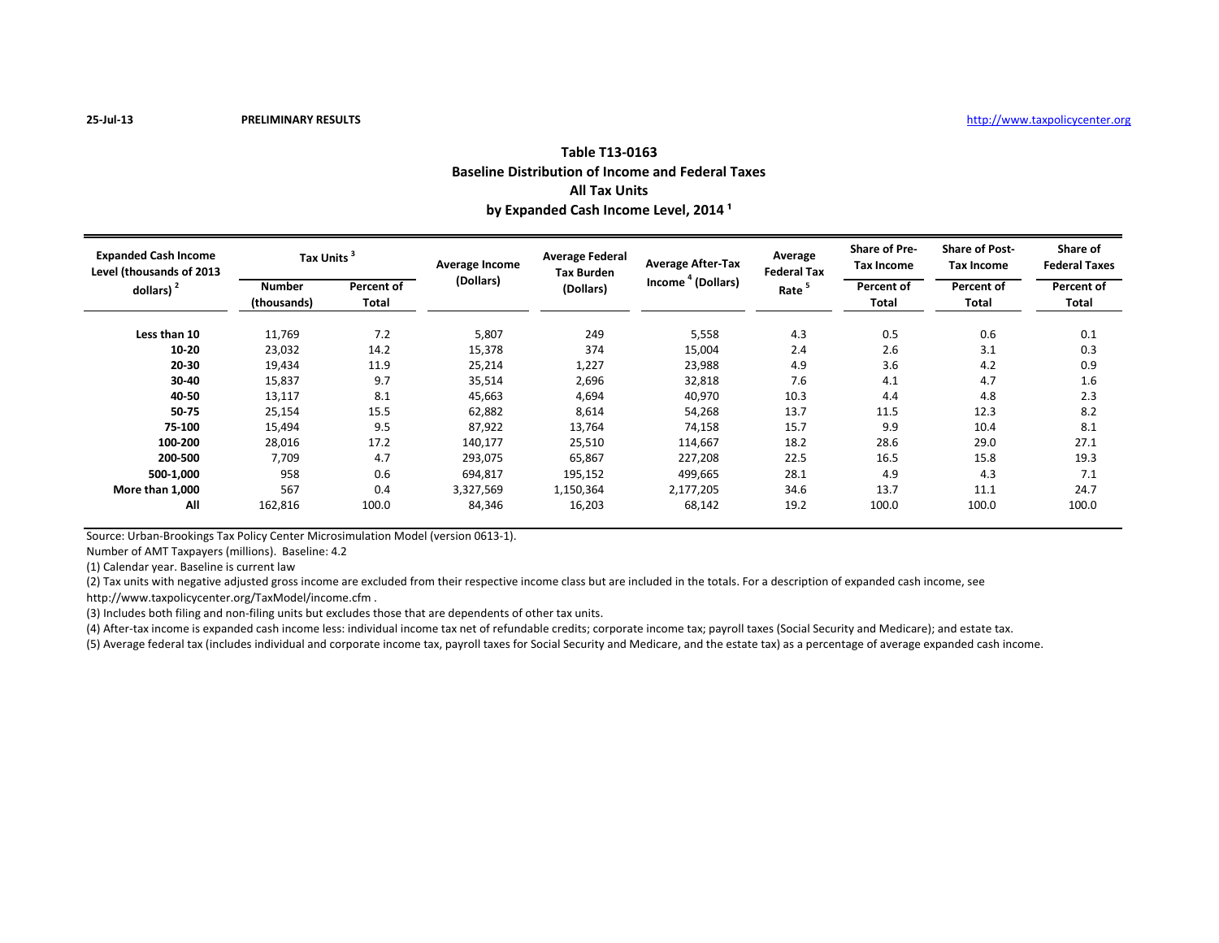25-Jul-13 **PRELIMINARY RESULTS** http://www.taxpolicycenter.org

## Table T13-0163
## Baseline Distribution of Income and Federal Taxes
## All Tax Units
## by Expanded Cash Income Level, 2014 [1]

| Expanded Cash Income Level (thousands of 2013 dollars) [2] | Tax Units [3] | | Average Income (Dollars) | Average Federal Tax Burden (Dollars) | Average After-Tax Income [4] (Dollars) | Average Federal Tax Rate [5] | Share of Pre-Tax Income | Share of Post-Tax Income | Share of Federal Taxes |
|---|---|---|---|---|---|---|---|---|---|
| | Number (thousands) | Percent of Total | | | | | Percent of Total | Percent of Total | Percent of Total |
| **Less than 10** | 11,769 | 7.2 | 5,807 | 249 | 5,558 | 4.3 | 0.5 | 0.6 | 0.1 |
| **10-20** | 23,032 | 14.2 | 15,378 | 374 | 15,004 | 2.4 | 2.6 | 3.1 | 0.3 |
| **20-30** | 19,434 | 11.9 | 25,214 | 1,227 | 23,988 | 4.9 | 3.6 | 4.2 | 0.9 |
| **30-40** | 15,837 | 9.7 | 35,514 | 2,696 | 32,818 | 7.6 | 4.1 | 4.7 | 1.6 |
| **40-50** | 13,117 | 8.1 | 45,663 | 4,694 | 40,970 | 10.3 | 4.4 | 4.8 | 2.3 |
| **50-75** | 25,154 | 15.5 | 62,882 | 8,614 | 54,268 | 13.7 | 11.5 | 12.3 | 8.2 |
| **75-100** | 15,494 | 9.5 | 87,922 | 13,764 | 74,158 | 15.7 | 9.9 | 10.4 | 8.1 |
| **100-200** | 28,016 | 17.2 | 140,177 | 25,510 | 114,667 | 18.2 | 28.6 | 29.0 | 27.1 |
| **200-500** | 7,709 | 4.7 | 293,075 | 65,867 | 227,208 | 22.5 | 16.5 | 15.8 | 19.3 |
| **500-1,000** | 958 | 0.6 | 694,817 | 195,152 | 499,665 | 28.1 | 4.9 | 4.3 | 7.1 |
| **More than 1,000** | 567 | 0.4 | 3,327,569 | 1,150,364 | 2,177,205 | 34.6 | 13.7 | 11.1 | 24.7 |
| **All** | 162,816 | 100.0 | 84,346 | 16,203 | 68,142 | 19.2 | 100.0 | 100.0 | 100.0 |

Source: Urban-Brookings Tax Policy Center Microsimulation Model (version 0613-1).

Number of AMT Taxpayers (millions). Baseline: 4.2

(1) Calendar year. Baseline is current law

(2) Tax units with negative adjusted gross income are excluded from their respective income class but are included in the totals. For a description of expanded cash income, see http://www.taxpolicycenter.org/TaxModel/income.cfm .

(3) Includes both filing and non-filing units but excludes those that are dependents of other tax units.

(4) After-tax income is expanded cash income less: individual income tax net of refundable credits; corporate income tax; payroll taxes (Social Security and Medicare); and estate tax.

(5) Average federal tax (includes individual and corporate income tax, payroll taxes for Social Security and Medicare, and the estate tax) as a percentage of average expanded cash income.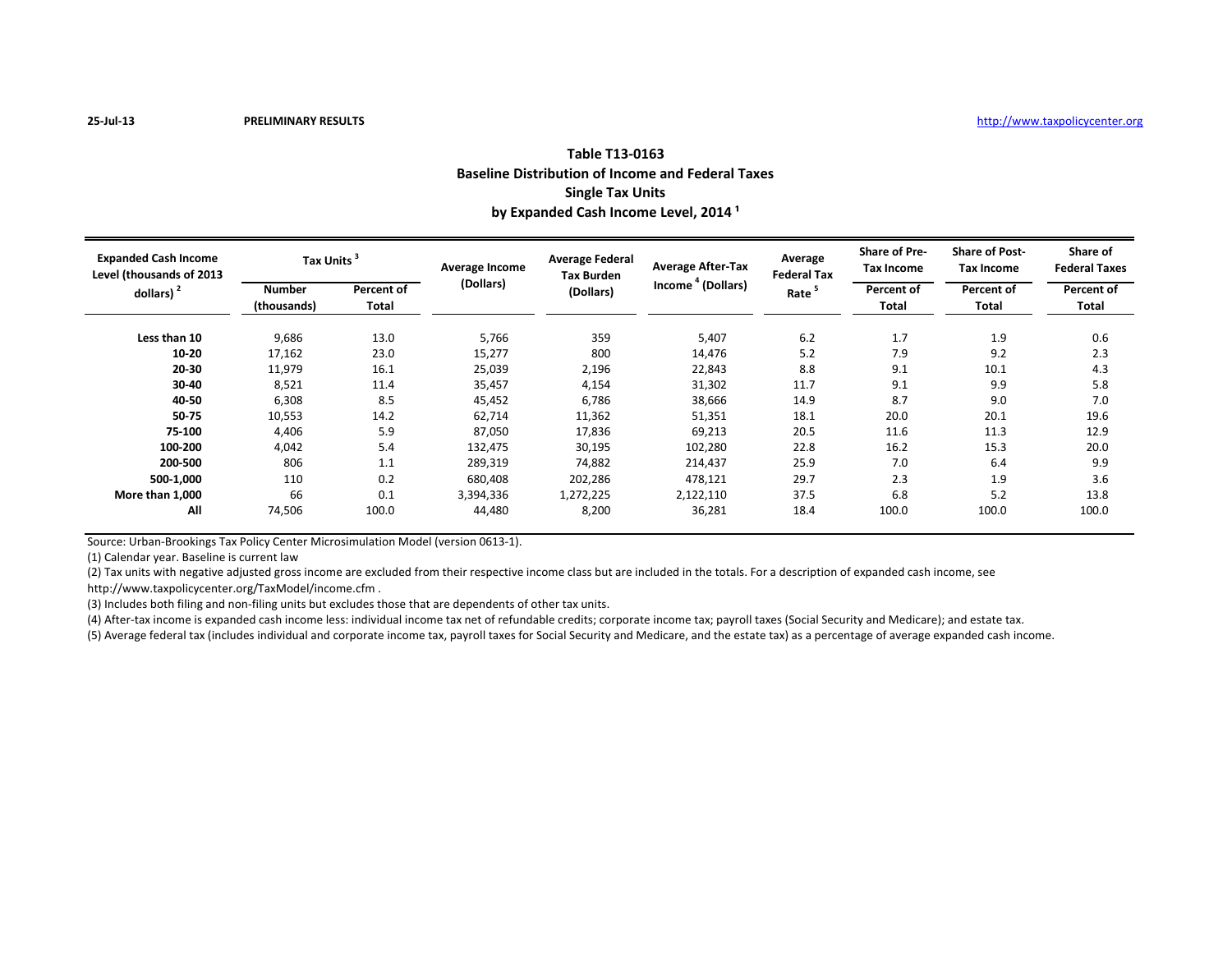25-Jul-13 **PRELIMINARY RESULTS** http://www.taxpolicycenter.org

## Table T13-0163
## Baseline Distribution of Income and Federal Taxes
## Single Tax Units
## by Expanded Cash Income Level, 2014 [1]

| Expanded Cash Income Level (thousands of 2013 dollars) [2] | Tax Units [3] | | Average Income (Dollars) | Average Federal Tax Burden (Dollars) | Average After-Tax Income [4] (Dollars) | Average Federal Tax Rate [5] | Share of Pre-Tax Income | Share of Post-Tax Income | Share of Federal Taxes |
|---|---|---|---|---|---|---|---|---|---|
| | Number (thousands) | Percent of Total | | | | | Percent of Total | Percent of Total | Percent of Total |
| **Less than 10** | 9,686 | 13.0 | 5,766 | 359 | 5,407 | 6.2 | 1.7 | 1.9 | 0.6 |
| **10-20** | 17,162 | 23.0 | 15,277 | 800 | 14,476 | 5.2 | 7.9 | 9.2 | 2.3 |
| **20-30** | 11,979 | 16.1 | 25,039 | 2,196 | 22,843 | 8.8 | 9.1 | 10.1 | 4.3 |
| **30-40** | 8,521 | 11.4 | 35,457 | 4,154 | 31,302 | 11.7 | 9.1 | 9.9 | 5.8 |
| **40-50** | 6,308 | 8.5 | 45,452 | 6,786 | 38,666 | 14.9 | 8.7 | 9.0 | 7.0 |
| **50-75** | 10,553 | 14.2 | 62,714 | 11,362 | 51,351 | 18.1 | 20.0 | 20.1 | 19.6 |
| **75-100** | 4,406 | 5.9 | 87,050 | 17,836 | 69,213 | 20.5 | 11.6 | 11.3 | 12.9 |
| **100-200** | 4,042 | 5.4 | 132,475 | 30,195 | 102,280 | 22.8 | 16.2 | 15.3 | 20.0 |
| **200-500** | 806 | 1.1 | 289,319 | 74,882 | 214,437 | 25.9 | 7.0 | 6.4 | 9.9 |
| **500-1,000** | 110 | 0.2 | 680,408 | 202,286 | 478,121 | 29.7 | 2.3 | 1.9 | 3.6 |
| **More than 1,000** | 66 | 0.1 | 3,394,336 | 1,272,225 | 2,122,110 | 37.5 | 6.8 | 5.2 | 13.8 |
| **All** | 74,506 | 100.0 | 44,480 | 8,200 | 36,281 | 18.4 | 100.0 | 100.0 | 100.0 |

Source: Urban-Brookings Tax Policy Center Microsimulation Model (version 0613-1).

(1) Calendar year. Baseline is current law

(2) Tax units with negative adjusted gross income are excluded from their respective income class but are included in the totals. For a description of expanded cash income, see http://www.taxpolicycenter.org/TaxModel/income.cfm .

(3) Includes both filing and non-filing units but excludes those that are dependents of other tax units.

(4) After-tax income is expanded cash income less: individual income tax net of refundable credits; corporate income tax; payroll taxes (Social Security and Medicare); and estate tax.

(5) Average federal tax (includes individual and corporate income tax, payroll taxes for Social Security and Medicare, and the estate tax) as a percentage of average expanded cash income.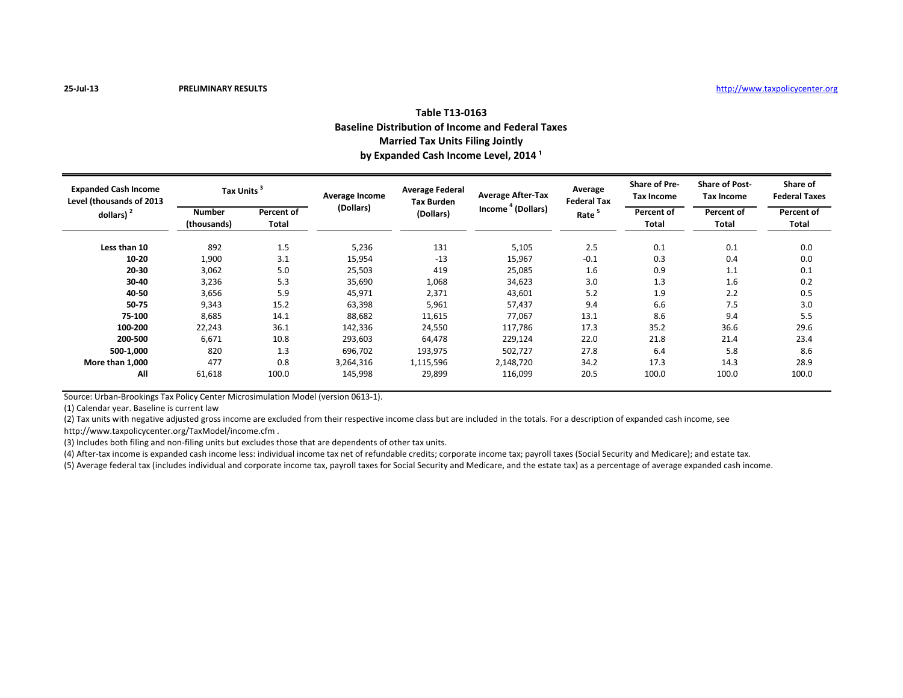25-Jul-13 **PRELIMINARY RESULTS** http://www.taxpolicycenter.org

## Table T13-0163
## Baseline Distribution of Income and Federal Taxes
## Married Tax Units Filing Jointly
## by Expanded Cash Income Level, 2014 [1]

| Expanded Cash Income Level (thousands of 2013 dollars) [2] | Tax Units [3] | | Average Income (Dollars) | Average Federal Tax Burden (Dollars) | Average After-Tax Income [4] (Dollars) | Average Federal Tax Rate [5] | Share of Pre-Tax Income | Share of Post-Tax Income | Share of Federal Taxes |
|---|---|---|---|---|---|---|---|---|---|
| | Number (thousands) | Percent of Total | | | | | Percent of Total | Percent of Total | Percent of Total |
| **Less than 10** | 892 | 1.5 | 5,236 | 131 | 5,105 | 2.5 | 0.1 | 0.1 | 0.0 |
| **10-20** | 1,900 | 3.1 | 15,954 | -13 | 15,967 | -0.1 | 0.3 | 0.4 | 0.0 |
| **20-30** | 3,062 | 5.0 | 25,503 | 419 | 25,085 | 1.6 | 0.9 | 1.1 | 0.1 |
| **30-40** | 3,236 | 5.3 | 35,690 | 1,068 | 34,623 | 3.0 | 1.3 | 1.6 | 0.2 |
| **40-50** | 3,656 | 5.9 | 45,971 | 2,371 | 43,601 | 5.2 | 1.9 | 2.2 | 0.5 |
| **50-75** | 9,343 | 15.2 | 63,398 | 5,961 | 57,437 | 9.4 | 6.6 | 7.5 | 3.0 |
| **75-100** | 8,685 | 14.1 | 88,682 | 11,615 | 77,067 | 13.1 | 8.6 | 9.4 | 5.5 |
| **100-200** | 22,243 | 36.1 | 142,336 | 24,550 | 117,786 | 17.3 | 35.2 | 36.6 | 29.6 |
| **200-500** | 6,671 | 10.8 | 293,603 | 64,478 | 229,124 | 22.0 | 21.8 | 21.4 | 23.4 |
| **500-1,000** | 820 | 1.3 | 696,702 | 193,975 | 502,727 | 27.8 | 6.4 | 5.8 | 8.6 |
| **More than 1,000** | 477 | 0.8 | 3,264,316 | 1,115,596 | 2,148,720 | 34.2 | 17.3 | 14.3 | 28.9 |
| **All** | 61,618 | 100.0 | 145,998 | 29,899 | 116,099 | 20.5 | 100.0 | 100.0 | 100.0 |

Source: Urban-Brookings Tax Policy Center Microsimulation Model (version 0613-1).

(1) Calendar year. Baseline is current law

(2) Tax units with negative adjusted gross income are excluded from their respective income class but are included in the totals. For a description of expanded cash income, see http://www.taxpolicycenter.org/TaxModel/income.cfm .

(3) Includes both filing and non-filing units but excludes those that are dependents of other tax units.

(4) After-tax income is expanded cash income less: individual income tax net of refundable credits; corporate income tax; payroll taxes (Social Security and Medicare); and estate tax.

(5) Average federal tax (includes individual and corporate income tax, payroll taxes for Social Security and Medicare, and the estate tax) as a percentage of average expanded cash income.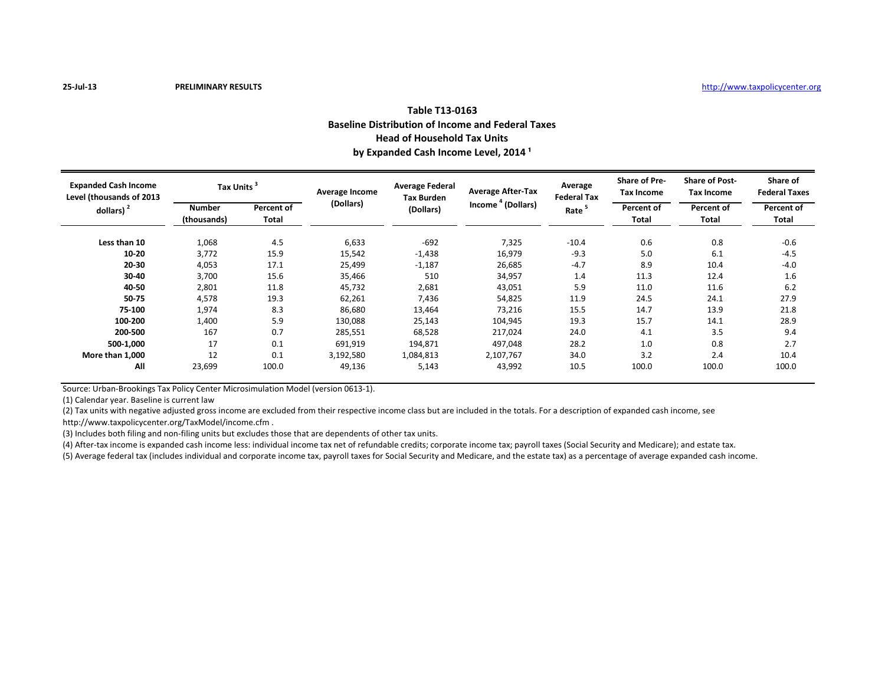25-Jul-13 **PRELIMINARY RESULTS** http://www.taxpolicycenter.org

## Table T13-0163
## Baseline Distribution of Income and Federal Taxes
## Head of Household Tax Units
## by Expanded Cash Income Level, 2014 [1]

| Expanded Cash Income Level (thousands of 2013 dollars) [2] | Tax Units [3] | | Average Income (Dollars) | Average Federal Tax Burden (Dollars) | Average After-Tax Income [4] (Dollars) | Average Federal Tax Rate [5] | Share of Pre-Tax Income | Share of Post-Tax Income | Share of Federal Taxes |
|---|---|---|---|---|---|---|---|---|---|
| | Number (thousands) | Percent of Total | | | | | Percent of Total | Percent of Total | Percent of Total |
| **Less than 10** | 1,068 | 4.5 | 6,633 | -692 | 7,325 | -10.4 | 0.6 | 0.8 | -0.6 |
| **10-20** | 3,772 | 15.9 | 15,542 | -1,438 | 16,979 | -9.3 | 5.0 | 6.1 | -4.5 |
| **20-30** | 4,053 | 17.1 | 25,499 | -1,187 | 26,685 | -4.7 | 8.9 | 10.4 | -4.0 |
| **30-40** | 3,700 | 15.6 | 35,466 | 510 | 34,957 | 1.4 | 11.3 | 12.4 | 1.6 |
| **40-50** | 2,801 | 11.8 | 45,732 | 2,681 | 43,051 | 5.9 | 11.0 | 11.6 | 6.2 |
| **50-75** | 4,578 | 19.3 | 62,261 | 7,436 | 54,825 | 11.9 | 24.5 | 24.1 | 27.9 |
| **75-100** | 1,974 | 8.3 | 86,680 | 13,464 | 73,216 | 15.5 | 14.7 | 13.9 | 21.8 |
| **100-200** | 1,400 | 5.9 | 130,088 | 25,143 | 104,945 | 19.3 | 15.7 | 14.1 | 28.9 |
| **200-500** | 167 | 0.7 | 285,551 | 68,528 | 217,024 | 24.0 | 4.1 | 3.5 | 9.4 |
| **500-1,000** | 17 | 0.1 | 691,919 | 194,871 | 497,048 | 28.2 | 1.0 | 0.8 | 2.7 |
| **More than 1,000** | 12 | 0.1 | 3,192,580 | 1,084,813 | 2,107,767 | 34.0 | 3.2 | 2.4 | 10.4 |
| **All** | 23,699 | 100.0 | 49,136 | 5,143 | 43,992 | 10.5 | 100.0 | 100.0 | 100.0 |

Source: Urban-Brookings Tax Policy Center Microsimulation Model (version 0613-1).

(1) Calendar year. Baseline is current law

(2) Tax units with negative adjusted gross income are excluded from their respective income class but are included in the totals. For a description of expanded cash income, see http://www.taxpolicycenter.org/TaxModel/income.cfm .

(3) Includes both filing and non-filing units but excludes those that are dependents of other tax units.

(4) After-tax income is expanded cash income less: individual income tax net of refundable credits; corporate income tax; payroll taxes (Social Security and Medicare); and estate tax.

(5) Average federal tax (includes individual and corporate income tax, payroll taxes for Social Security and Medicare, and the estate tax) as a percentage of average expanded cash income.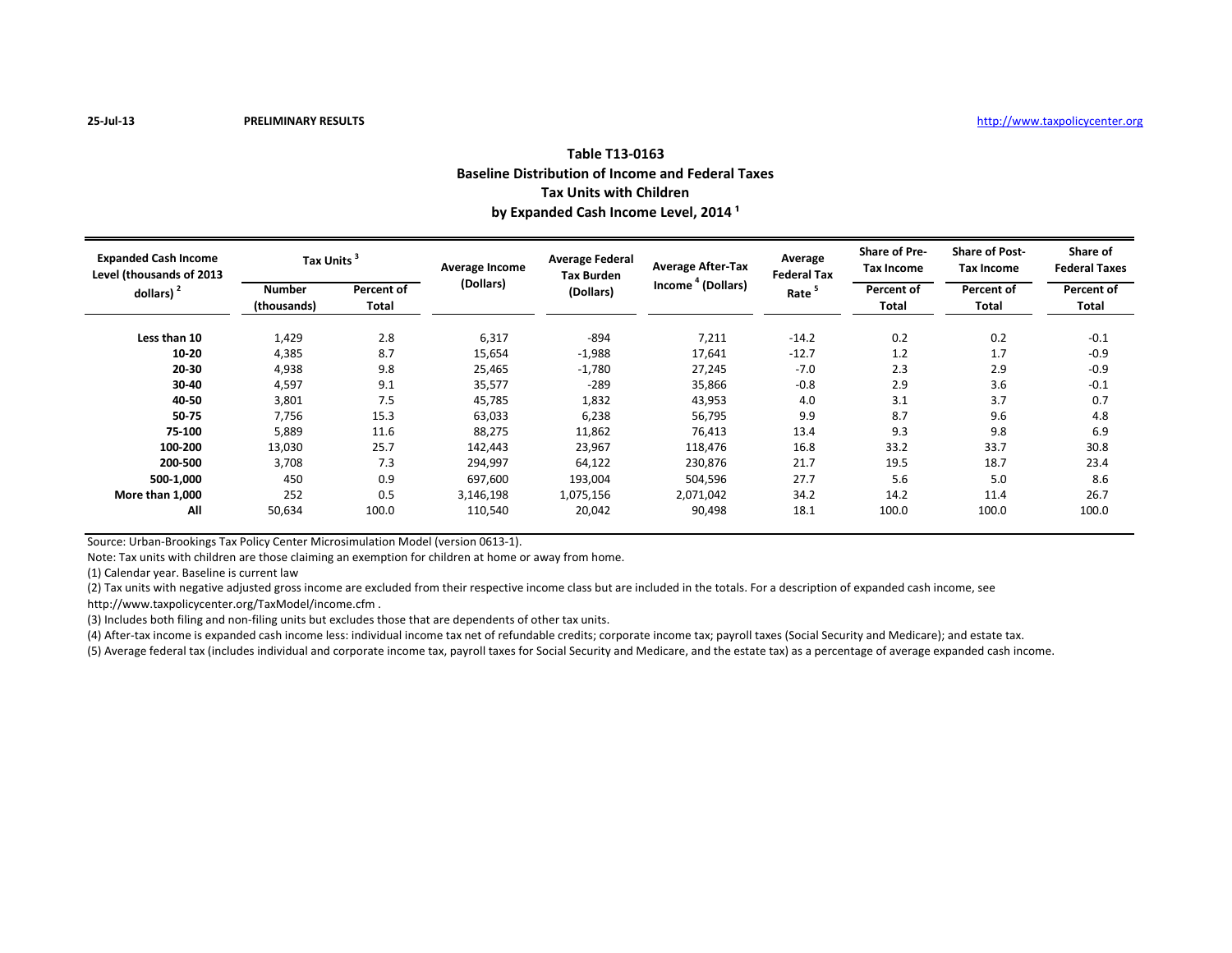25-Jul-13 **PRELIMINARY RESULTS** http://www.taxpolicycenter.org

## Table T13-0163
## Baseline Distribution of Income and Federal Taxes
## Tax Units with Children
## by Expanded Cash Income Level, 2014 [1]

| Expanded Cash Income Level (thousands of 2013 dollars) [2] | Tax Units [3] | | Average Income (Dollars) | Average Federal Tax Burden (Dollars) | Average After-Tax Income [4] (Dollars) | Average Federal Tax Rate [5] | Share of Pre-Tax Income | Share of Post-Tax Income | Share of Federal Taxes |
|---|---|---|---|---|---|---|---|---|---|
| | Number (thousands) | Percent of Total | | | | | Percent of Total | Percent of Total | Percent of Total |
| **Less than 10** | 1,429 | 2.8 | 6,317 | -894 | 7,211 | -14.2 | 0.2 | 0.2 | -0.1 |
| **10-20** | 4,385 | 8.7 | 15,654 | -1,988 | 17,641 | -12.7 | 1.2 | 1.7 | -0.9 |
| **20-30** | 4,938 | 9.8 | 25,465 | -1,780 | 27,245 | -7.0 | 2.3 | 2.9 | -0.9 |
| **30-40** | 4,597 | 9.1 | 35,577 | -289 | 35,866 | -0.8 | 2.9 | 3.6 | -0.1 |
| **40-50** | 3,801 | 7.5 | 45,785 | 1,832 | 43,953 | 4.0 | 3.1 | 3.7 | 0.7 |
| **50-75** | 7,756 | 15.3 | 63,033 | 6,238 | 56,795 | 9.9 | 8.7 | 9.6 | 4.8 |
| **75-100** | 5,889 | 11.6 | 88,275 | 11,862 | 76,413 | 13.4 | 9.3 | 9.8 | 6.9 |
| **100-200** | 13,030 | 25.7 | 142,443 | 23,967 | 118,476 | 16.8 | 33.2 | 33.7 | 30.8 |
| **200-500** | 3,708 | 7.3 | 294,997 | 64,122 | 230,876 | 21.7 | 19.5 | 18.7 | 23.4 |
| **500-1,000** | 450 | 0.9 | 697,600 | 193,004 | 504,596 | 27.7 | 5.6 | 5.0 | 8.6 |
| **More than 1,000** | 252 | 0.5 | 3,146,198 | 1,075,156 | 2,071,042 | 34.2 | 14.2 | 11.4 | 26.7 |
| **All** | 50,634 | 100.0 | 110,540 | 20,042 | 90,498 | 18.1 | 100.0 | 100.0 | 100.0 |

Source: Urban-Brookings Tax Policy Center Microsimulation Model (version 0613-1).

Note: Tax units with children are those claiming an exemption for children at home or away from home.

(1) Calendar year. Baseline is current law

(2) Tax units with negative adjusted gross income are excluded from their respective income class but are included in the totals. For a description of expanded cash income, see http://www.taxpolicycenter.org/TaxModel/income.cfm .

(3) Includes both filing and non-filing units but excludes those that are dependents of other tax units.

(4) After-tax income is expanded cash income less: individual income tax net of refundable credits; corporate income tax; payroll taxes (Social Security and Medicare); and estate tax.

(5) Average federal tax (includes individual and corporate income tax, payroll taxes for Social Security and Medicare, and the estate tax) as a percentage of average expanded cash income.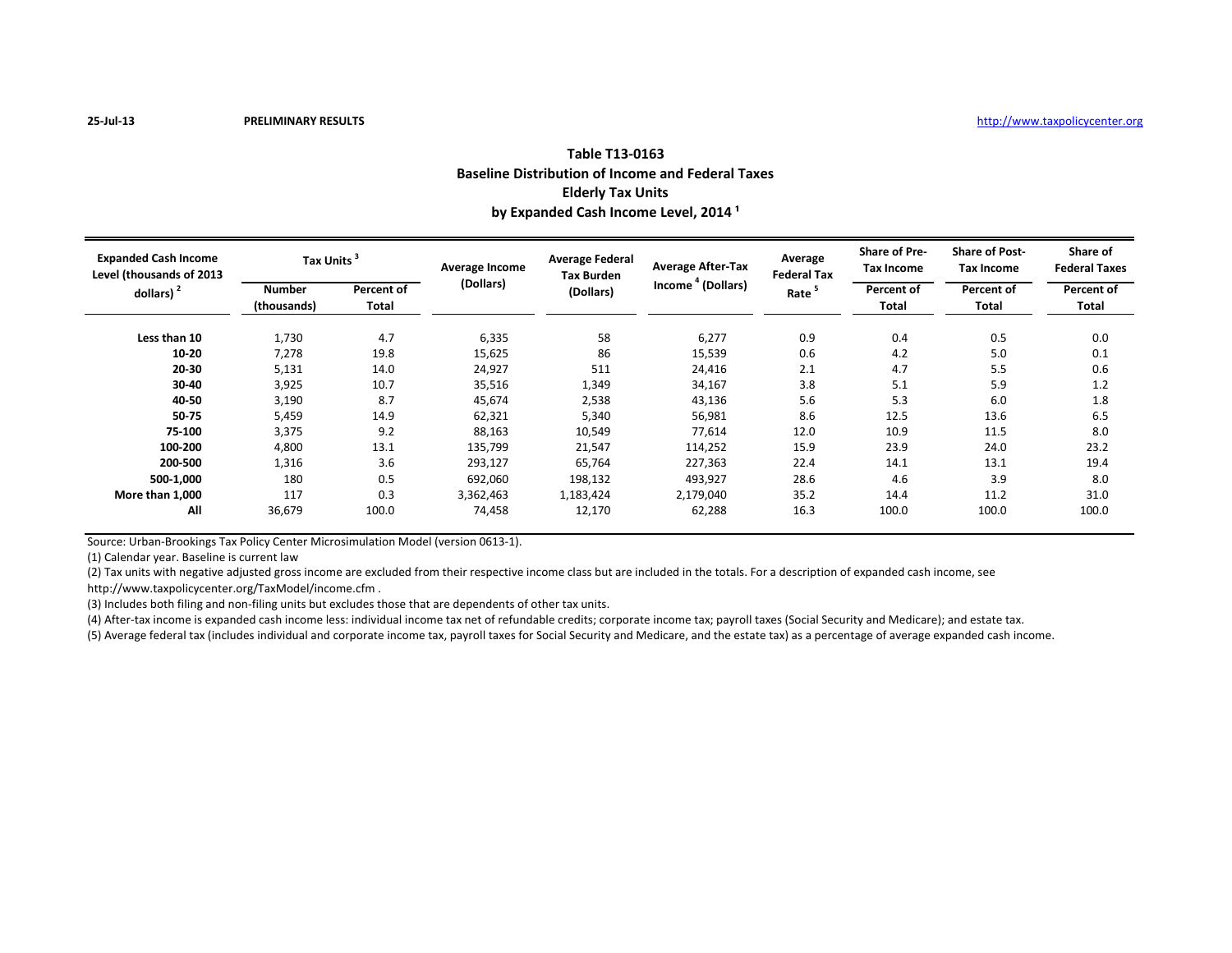25-Jul-13 **PRELIMINARY RESULTS** http://www.taxpolicycenter.org

## Table T13-0163
## Baseline Distribution of Income and Federal Taxes
## Elderly Tax Units
## by Expanded Cash Income Level, 2014 [1]

| Expanded Cash Income Level (thousands of 2013 dollars) [2] | Tax Units [3] | | Average Income (Dollars) | Average Federal Tax Burden (Dollars) | Average After-Tax Income [4] (Dollars) | Average Federal Tax Rate [5] | Share of Pre-Tax Income | Share of Post-Tax Income | Share of Federal Taxes |
|---|---|---|---|---|---|---|---|---|---|
| | Number (thousands) | Percent of Total | | | | | Percent of Total | Percent of Total | Percent of Total |
| **Less than 10** | 1,730 | 4.7 | 6,335 | 58 | 6,277 | 0.9 | 0.4 | 0.5 | 0.0 |
| **10-20** | 7,278 | 19.8 | 15,625 | 86 | 15,539 | 0.6 | 4.2 | 5.0 | 0.1 |
| **20-30** | 5,131 | 14.0 | 24,927 | 511 | 24,416 | 2.1 | 4.7 | 5.5 | 0.6 |
| **30-40** | 3,925 | 10.7 | 35,516 | 1,349 | 34,167 | 3.8 | 5.1 | 5.9 | 1.2 |
| **40-50** | 3,190 | 8.7 | 45,674 | 2,538 | 43,136 | 5.6 | 5.3 | 6.0 | 1.8 |
| **50-75** | 5,459 | 14.9 | 62,321 | 5,340 | 56,981 | 8.6 | 12.5 | 13.6 | 6.5 |
| **75-100** | 3,375 | 9.2 | 88,163 | 10,549 | 77,614 | 12.0 | 10.9 | 11.5 | 8.0 |
| **100-200** | 4,800 | 13.1 | 135,799 | 21,547 | 114,252 | 15.9 | 23.9 | 24.0 | 23.2 |
| **200-500** | 1,316 | 3.6 | 293,127 | 65,764 | 227,363 | 22.4 | 14.1 | 13.1 | 19.4 |
| **500-1,000** | 180 | 0.5 | 692,060 | 198,132 | 493,927 | 28.6 | 4.6 | 3.9 | 8.0 |
| **More than 1,000** | 117 | 0.3 | 3,362,463 | 1,183,424 | 2,179,040 | 35.2 | 14.4 | 11.2 | 31.0 |
| **All** | 36,679 | 100.0 | 74,458 | 12,170 | 62,288 | 16.3 | 100.0 | 100.0 | 100.0 |

Source: Urban-Brookings Tax Policy Center Microsimulation Model (version 0613-1).

(1) Calendar year. Baseline is current law

(2) Tax units with negative adjusted gross income are excluded from their respective income class but are included in the totals. For a description of expanded cash income, see http://www.taxpolicycenter.org/TaxModel/income.cfm .

(3) Includes both filing and non-filing units but excludes those that are dependents of other tax units.

(4) After-tax income is expanded cash income less: individual income tax net of refundable credits; corporate income tax; payroll taxes (Social Security and Medicare); and estate tax.

(5) Average federal tax (includes individual and corporate income tax, payroll taxes for Social Security and Medicare, and the estate tax) as a percentage of average expanded cash income.